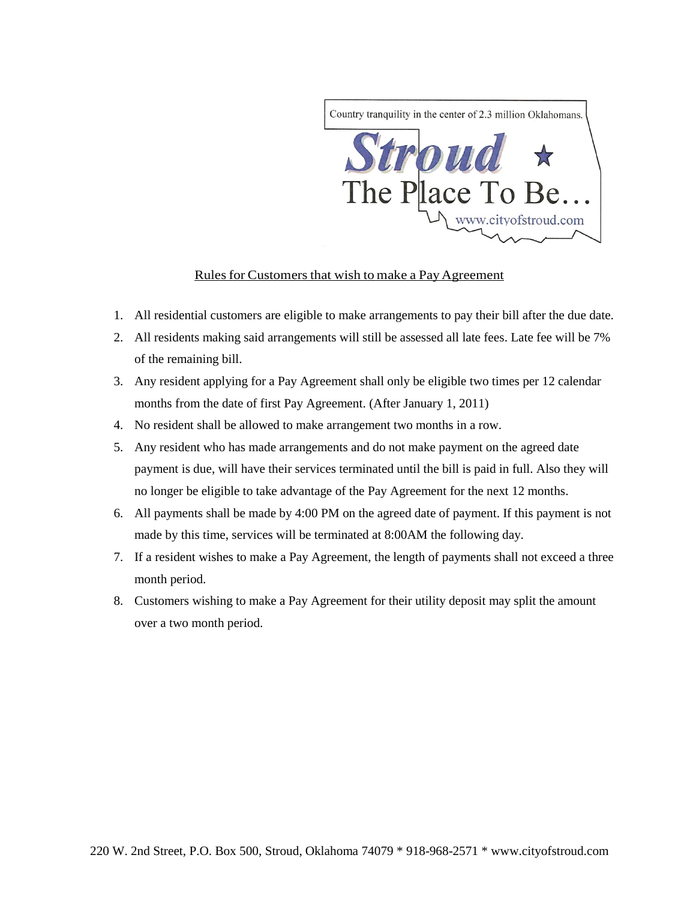Country tranquility in the center of 2.3 million Oklahomans.

**Stroud**

The Place To Be…

www.cityofstroud.com

Rules for Customers that wish to make a Pay Agreement

1. All residential customers are eligible to make arrangements to pay their bill after the due date.
2. All residents making said arrangements will still be assessed all late fees. Late fee will be 7% of the remaining bill.
3. Any resident applying for a Pay Agreement shall only be eligible two times per 12 calendar months from the date of first Pay Agreement. (After January 1, 2011)
4. No resident shall be allowed to make arrangement two months in a row.
5. Any resident who has made arrangements and do not make payment on the agreed date payment is due, will have their services terminated until the bill is paid in full. Also they will no longer be eligible to take advantage of the Pay Agreement for the next 12 months.
6. All payments shall be made by 4:00 PM on the agreed date of payment. If this payment is not made by this time, services will be terminated at 8:00AM the following day.
7. If a resident wishes to make a Pay Agreement, the length of payments shall not exceed a three month period.
8. Customers wishing to make a Pay Agreement for their utility deposit may split the amount over a two month period.

220 W. 2nd Street, P.O. Box 500, Stroud, Oklahoma 74079 * 918-968-2571 * www.cityofstroud.com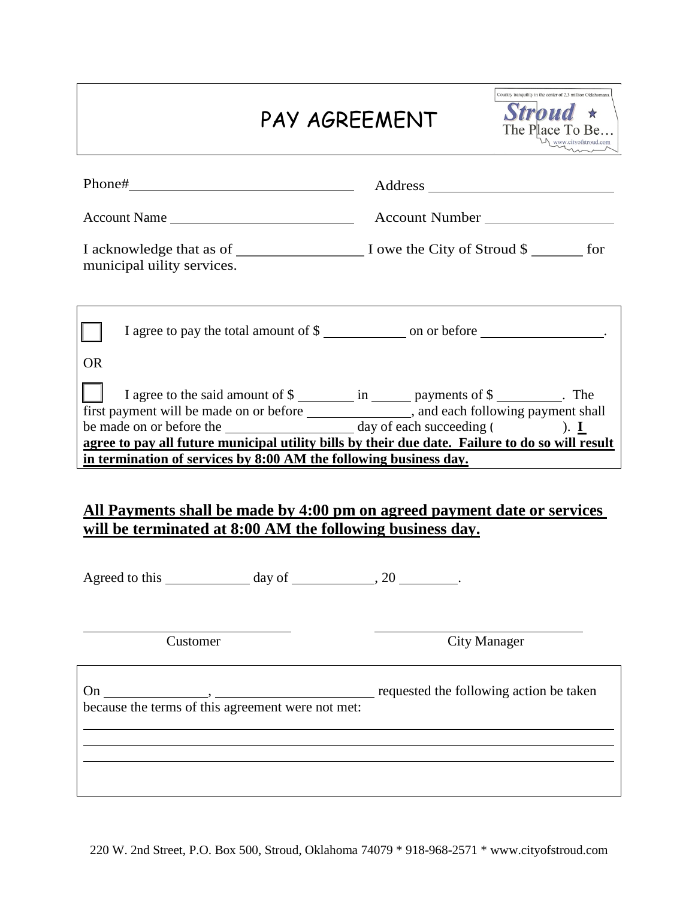# PAY AGREEMENT

Country tranquility in the center of 2.3 million Oklahomans
**Stroud** The Place To Be…
www.cityofstroud.com

Phone# ______________________________ Address ______________________________

Account Name ______________________________ Account Number ______________________________

I acknowledge that as of ________________ I owe the City of Stroud $ _______ for municipal uility services.

☐ I agree to pay the total amount of $ ____________ on or before __________________.

OR

☐ I agree to the said amount of $ ________ in ______ payments of $ _________. The first payment will be made on or before _______________, and each following payment shall be made on or before the __________________ day of each succeeding ( ). **I agree to pay all future municipal utility bills by their due date. Failure to do so will result in termination of services by 8:00 AM the following business day.**

**All Payments shall be made by 4:00 pm on agreed payment date or services will be terminated at 8:00 AM the following business day.**

Agreed to this ____________ day of ____________, 20 ________.

______________________________ ______________________________
Customer City Manager

On _______________, _______________________ requested the following action be taken because the terms of this agreement were not met:

_______________________________________________________________________________

_______________________________________________________________________________

_______________________________________________________________________________

220 W. 2nd Street, P.O. Box 500, Stroud, Oklahoma 74079 * 918-968-2571 * www.cityofstroud.com